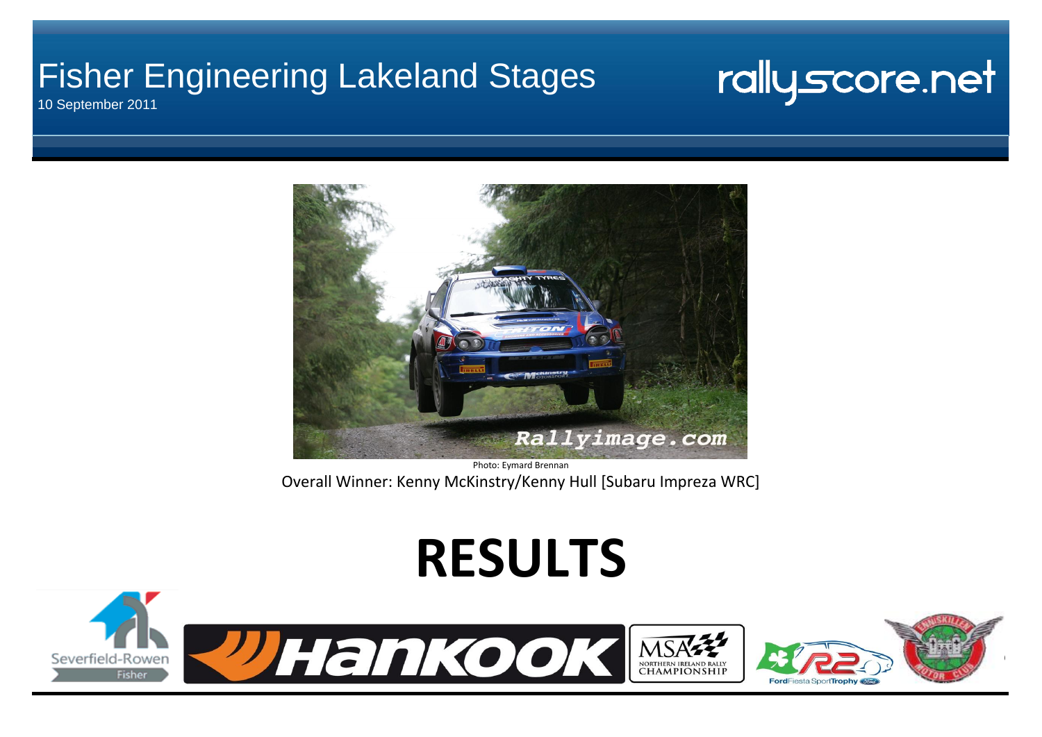# Fisher Engineering Lakeland Stages

10 September 2011

rallyscore.net

Photo: Eymard Brennan

Overall Winner: Kenny McKinstry/Kenny Hull [Subaru Impreza WRC]

# RESULTS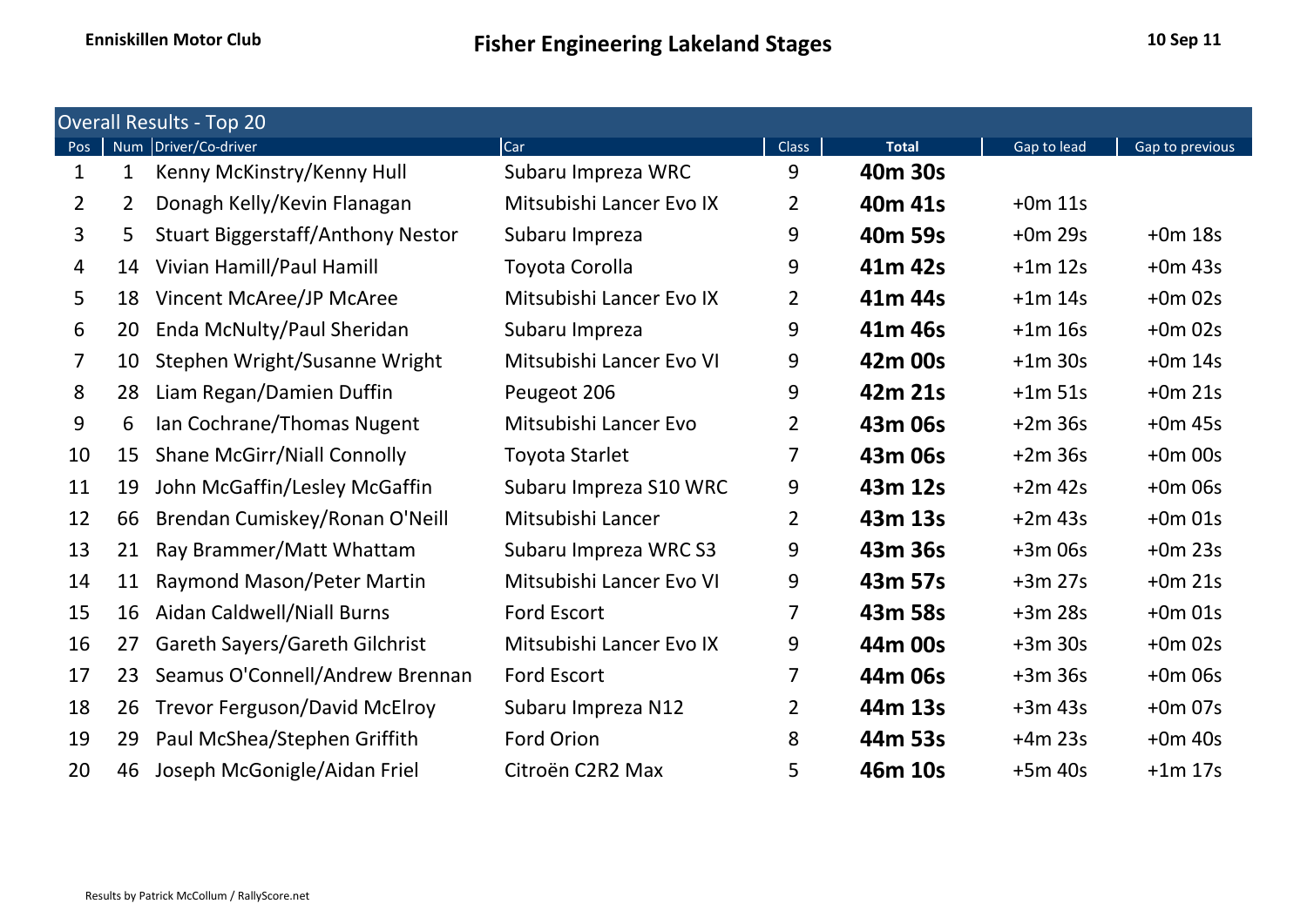Enniskillen Motor Club

# Fisher Engineering Lakeland Stages

10 Sep 11

## Overall Results - Top 20

| Pos | Num | Driver/Co-driver | Car | Class | Total | Gap to lead | Gap to previous |
|---|---|---|---|---|---|---|---|
| 1 | 1 | Kenny McKinstry/Kenny Hull | Subaru Impreza WRC | 9 | **40m 30s** | | |
| 2 | 2 | Donagh Kelly/Kevin Flanagan | Mitsubishi Lancer Evo IX | 2 | **40m 41s** | +0m 11s | |
| 3 | 5 | Stuart Biggerstaff/Anthony Nestor | Subaru Impreza | 9 | **40m 59s** | +0m 29s | +0m 18s |
| 4 | 14 | Vivian Hamill/Paul Hamill | Toyota Corolla | 9 | **41m 42s** | +1m 12s | +0m 43s |
| 5 | 18 | Vincent McAree/JP McAree | Mitsubishi Lancer Evo IX | 2 | **41m 44s** | +1m 14s | +0m 02s |
| 6 | 20 | Enda McNulty/Paul Sheridan | Subaru Impreza | 9 | **41m 46s** | +1m 16s | +0m 02s |
| 7 | 10 | Stephen Wright/Susanne Wright | Mitsubishi Lancer Evo VI | 9 | **42m 00s** | +1m 30s | +0m 14s |
| 8 | 28 | Liam Regan/Damien Duffin | Peugeot 206 | 9 | **42m 21s** | +1m 51s | +0m 21s |
| 9 | 6 | Ian Cochrane/Thomas Nugent | Mitsubishi Lancer Evo | 2 | **43m 06s** | +2m 36s | +0m 45s |
| 10 | 15 | Shane McGirr/Niall Connolly | Toyota Starlet | 7 | **43m 06s** | +2m 36s | +0m 00s |
| 11 | 19 | John McGaffin/Lesley McGaffin | Subaru Impreza S10 WRC | 9 | **43m 12s** | +2m 42s | +0m 06s |
| 12 | 66 | Brendan Cumiskey/Ronan O'Neill | Mitsubishi Lancer | 2 | **43m 13s** | +2m 43s | +0m 01s |
| 13 | 21 | Ray Brammer/Matt Whattam | Subaru Impreza WRC S3 | 9 | **43m 36s** | +3m 06s | +0m 23s |
| 14 | 11 | Raymond Mason/Peter Martin | Mitsubishi Lancer Evo VI | 9 | **43m 57s** | +3m 27s | +0m 21s |
| 15 | 16 | Aidan Caldwell/Niall Burns | Ford Escort | 7 | **43m 58s** | +3m 28s | +0m 01s |
| 16 | 27 | Gareth Sayers/Gareth Gilchrist | Mitsubishi Lancer Evo IX | 9 | **44m 00s** | +3m 30s | +0m 02s |
| 17 | 23 | Seamus O'Connell/Andrew Brennan | Ford Escort | 7 | **44m 06s** | +3m 36s | +0m 06s |
| 18 | 26 | Trevor Ferguson/David McElroy | Subaru Impreza N12 | 2 | **44m 13s** | +3m 43s | +0m 07s |
| 19 | 29 | Paul McShea/Stephen Griffith | Ford Orion | 8 | **44m 53s** | +4m 23s | +0m 40s |
| 20 | 46 | Joseph McGonigle/Aidan Friel | Citroën C2R2 Max | 5 | **46m 10s** | +5m 40s | +1m 17s |

Results by Patrick McCollum / RallyScore.net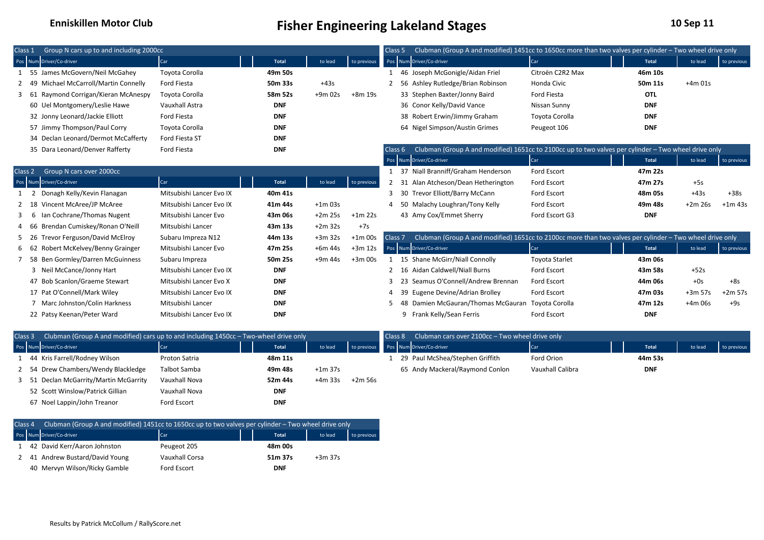**Enniskillen Motor Club**

# Fisher Engineering Lakeland Stages

**10 Sep 11**

## Class 1 Group N cars up to and including 2000cc

| Pos | Num | Driver/Co-driver | Car | Total | to lead | to previous |
|---|---|---|---|---|---|---|
| 1 | 55 | James McGovern/Neil McGahey | Toyota Corolla | **49m 50s** | | |
| 2 | 49 | Michael McCarroll/Martin Connelly | Ford Fiesta | **50m 33s** | +43s | |
| 3 | 61 | Raymond Corrigan/Kieran McAnespy | Toyota Corolla | **58m 52s** | +9m 02s | +8m 19s |
| | 60 | Uel Montgomery/Leslie Hawe | Vauxhall Astra | **DNF** | | |
| | 32 | Jonny Leonard/Jackie Elliott | Ford Fiesta | **DNF** | | |
| | 57 | Jimmy Thompson/Paul Corry | Toyota Corolla | **DNF** | | |
| | 34 | Declan Leonard/Dermot McCafferty | Ford Fiesta ST | **DNF** | | |
| | 35 | Dara Leonard/Denver Rafferty | Ford Fiesta | **DNF** | | |

## Class 2 Group N cars over 2000cc

| Pos | Num | Driver/Co-driver | Car | Total | to lead | to previous |
|---|---|---|---|---|---|---|
| 1 | 2 | Donagh Kelly/Kevin Flanagan | Mitsubishi Lancer Evo IX | **40m 41s** | | |
| 2 | 18 | Vincent McAree/JP McAree | Mitsubishi Lancer Evo IX | **41m 44s** | +1m 03s | |
| 3 | 6 | Ian Cochrane/Thomas Nugent | Mitsubishi Lancer Evo | **43m 06s** | +2m 25s | +1m 22s |
| 4 | 66 | Brendan Cumiskey/Ronan O'Neill | Mitsubishi Lancer | **43m 13s** | +2m 32s | +7s |
| 5 | 26 | Trevor Ferguson/David McElroy | Subaru Impreza N12 | **44m 13s** | +3m 32s | +1m 00s |
| 6 | 62 | Robert McKelvey/Benny Grainger | Mitsubishi Lancer Evo | **47m 25s** | +6m 44s | +3m 12s |
| 7 | 58 | Ben Gormley/Darren McGuinness | Subaru Impreza | **50m 25s** | +9m 44s | +3m 00s |
| | 3 | Neil McCance/Jonny Hart | Mitsubishi Lancer Evo IX | **DNF** | | |
| | 47 | Bob Scanlon/Graeme Stewart | Mitsubishi Lancer Evo X | **DNF** | | |
| | 17 | Pat O'Connell/Mark Wiley | Mitsubishi Lancer Evo IX | **DNF** | | |
| | 7 | Marc Johnston/Colin Harkness | Mitsubishi Lancer | **DNF** | | |
| | 22 | Patsy Keenan/Peter Ward | Mitsubishi Lancer Evo IX | **DNF** | | |

## Class 3 Clubman (Group A and modified) cars up to and including 1450cc – Two-wheel drive only

| Pos | Num | Driver/Co-driver | Car | Total | to lead | to previous |
|---|---|---|---|---|---|---|
| 1 | 44 | Kris Farrell/Rodney Wilson | Proton Satria | **48m 11s** | | |
| 2 | 54 | Drew Chambers/Wendy Blackledge | Talbot Samba | **49m 48s** | +1m 37s | |
| 3 | 51 | Declan McGarrity/Martin McGarrity | Vauxhall Nova | **52m 44s** | +4m 33s | +2m 56s |
| | 52 | Scott Winslow/Patrick Gillian | Vauxhall Nova | **DNF** | | |
| | 67 | Noel Lappin/John Treanor | Ford Escort | **DNF** | | |

## Class 4 Clubman (Group A and modified) 1451cc to 1650cc up to two valves per cylinder – Two wheel drive only

| Pos | Num | Driver/Co-driver | Car | Total | to lead | to previous |
|---|---|---|---|---|---|---|
| 1 | 42 | David Kerr/Aaron Johnston | Peugeot 205 | **48m 00s** | | |
| 2 | 41 | Andrew Bustard/David Young | Vauxhall Corsa | **51m 37s** | +3m 37s | |
| | 40 | Mervyn Wilson/Ricky Gamble | Ford Escort | **DNF** | | |

## Class 5 Clubman (Group A and modified) 1451cc to 1650cc more than two valves per cylinder – Two wheel drive only

| Pos | Num | Driver/Co-driver | Car | Total | to lead | to previous |
|---|---|---|---|---|---|---|
| 1 | 46 | Joseph McGonigle/Aidan Friel | Citroën C2R2 Max | **46m 10s** | | |
| 2 | 56 | Ashley Rutledge/Brian Robinson | Honda Civic | **50m 11s** | +4m 01s | |
| | 33 | Stephen Baxter/Jonny Baird | Ford Fiesta | **OTL** | | |
| | 36 | Conor Kelly/David Vance | Nissan Sunny | **DNF** | | |
| | 38 | Robert Erwin/Jimmy Graham | Toyota Corolla | **DNF** | | |
| | 64 | Nigel Simpson/Austin Grimes | Peugeot 106 | **DNF** | | |

## Class 6 Clubman (Group A and modified) 1651cc to 2100cc up to two valves per cylinder – Two wheel drive only

| Pos | Num | Driver/Co-driver | Car | Total | to lead | to previous |
|---|---|---|---|---|---|---|
| 1 | 37 | Niall Branniff/Graham Henderson | Ford Escort | **47m 22s** | | |
| 2 | 31 | Alan Atcheson/Dean Hetherington | Ford Escort | **47m 27s** | +5s | |
| 3 | 30 | Trevor Elliott/Barry McCann | Ford Escort | **48m 05s** | +43s | +38s |
| 4 | 50 | Malachy Loughran/Tony Kelly | Ford Escort | **49m 48s** | +2m 26s | +1m 43s |
| | 43 | Amy Cox/Emmet Sherry | Ford Escort G3 | **DNF** | | |

## Class 7 Clubman (Group A and modified) 1651cc to 2100cc more than two valves per cylinder – Two wheel drive only

| Pos | Num | Driver/Co-driver | Car | Total | to lead | to previous |
|---|---|---|---|---|---|---|
| 1 | 15 | Shane McGirr/Niall Connolly | Toyota Starlet | **43m 06s** | | |
| 2 | 16 | Aidan Caldwell/Niall Burns | Ford Escort | **43m 58s** | +52s | |
| 3 | 23 | Seamus O'Connell/Andrew Brennan | Ford Escort | **44m 06s** | +0s | +8s |
| 4 | 39 | Eugene Devine/Adrian Brolley | Ford Escort | **47m 03s** | +3m 57s | +2m 57s |
| 5 | 48 | Damien McGauran/Thomas McGauran | Toyota Corolla | **47m 12s** | +4m 06s | +9s |
| | 9 | Frank Kelly/Sean Ferris | Ford Escort | **DNF** | | |

## Class 8 Clubman cars over 2100cc – Two wheel drive only

| Pos | Num | Driver/Co-driver | Car | Total | to lead | to previous |
|---|---|---|---|---|---|---|
| 1 | 29 | Paul McShea/Stephen Griffith | Ford Orion | **44m 53s** | | |
| | 65 | Andy Mackeral/Raymond Conlon | Vauxhall Calibra | **DNF** | | |

Results by Patrick McCollum / RallyScore.net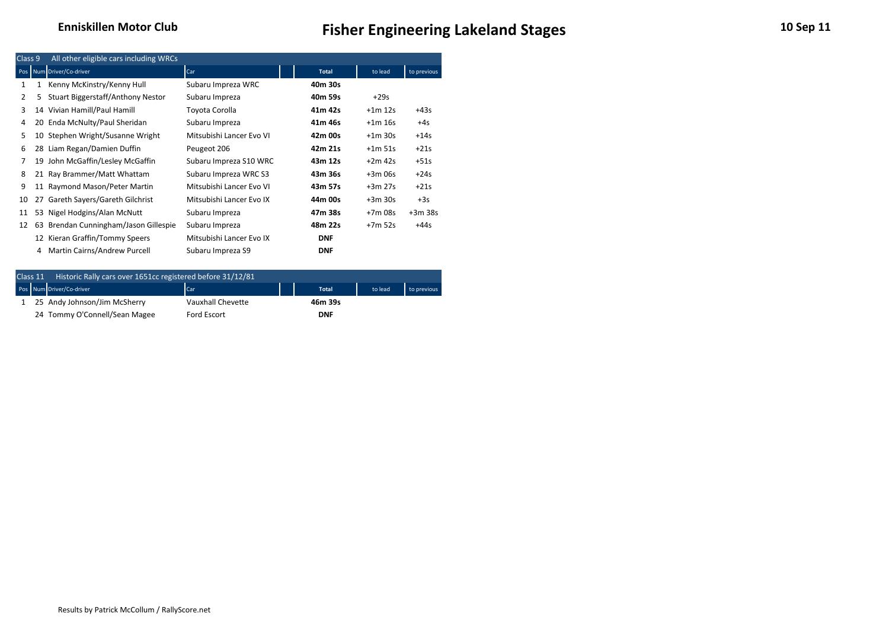# Enniskillen Motor Club

# Fisher Engineering Lakeland Stages

10 Sep 11

## Class 9 — All other eligible cars including WRCs

| Pos | Num | Driver/Co-driver | Car | Total | to lead | to previous |
|---|---|---|---|---|---|---|
| 1 | 1 | Kenny McKinstry/Kenny Hull | Subaru Impreza WRC | **40m 30s** | | |
| 2 | 5 | Stuart Biggerstaff/Anthony Nestor | Subaru Impreza | **40m 59s** | +29s | |
| 3 | 14 | Vivian Hamill/Paul Hamill | Toyota Corolla | **41m 42s** | +1m 12s | +43s |
| 4 | 20 | Enda McNulty/Paul Sheridan | Subaru Impreza | **41m 46s** | +1m 16s | +4s |
| 5 | 10 | Stephen Wright/Susanne Wright | Mitsubishi Lancer Evo VI | **42m 00s** | +1m 30s | +14s |
| 6 | 28 | Liam Regan/Damien Duffin | Peugeot 206 | **42m 21s** | +1m 51s | +21s |
| 7 | 19 | John McGaffin/Lesley McGaffin | Subaru Impreza S10 WRC | **43m 12s** | +2m 42s | +51s |
| 8 | 21 | Ray Brammer/Matt Whattam | Subaru Impreza WRC S3 | **43m 36s** | +3m 06s | +24s |
| 9 | 11 | Raymond Mason/Peter Martin | Mitsubishi Lancer Evo VI | **43m 57s** | +3m 27s | +21s |
| 10 | 27 | Gareth Sayers/Gareth Gilchrist | Mitsubishi Lancer Evo IX | **44m 00s** | +3m 30s | +3s |
| 11 | 53 | Nigel Hodgins/Alan McNutt | Subaru Impreza | **47m 38s** | +7m 08s | +3m 38s |
| 12 | 63 | Brendan Cunningham/Jason Gillespie | Subaru Impreza | **48m 22s** | +7m 52s | +44s |
| | 12 | Kieran Graffin/Tommy Speers | Mitsubishi Lancer Evo IX | **DNF** | | |
| | 4 | Martin Cairns/Andrew Purcell | Subaru Impreza S9 | **DNF** | | |

## Class 11 — Historic Rally cars over 1651cc registered before 31/12/81

| Pos | Num | Driver/Co-driver | Car | Total | to lead | to previous |
|---|---|---|---|---|---|---|
| 1 | 25 | Andy Johnson/Jim McSherry | Vauxhall Chevette | **46m 39s** | | |
| | 24 | Tommy O'Connell/Sean Magee | Ford Escort | **DNF** | | |

Results by Patrick McCollum / RallyScore.net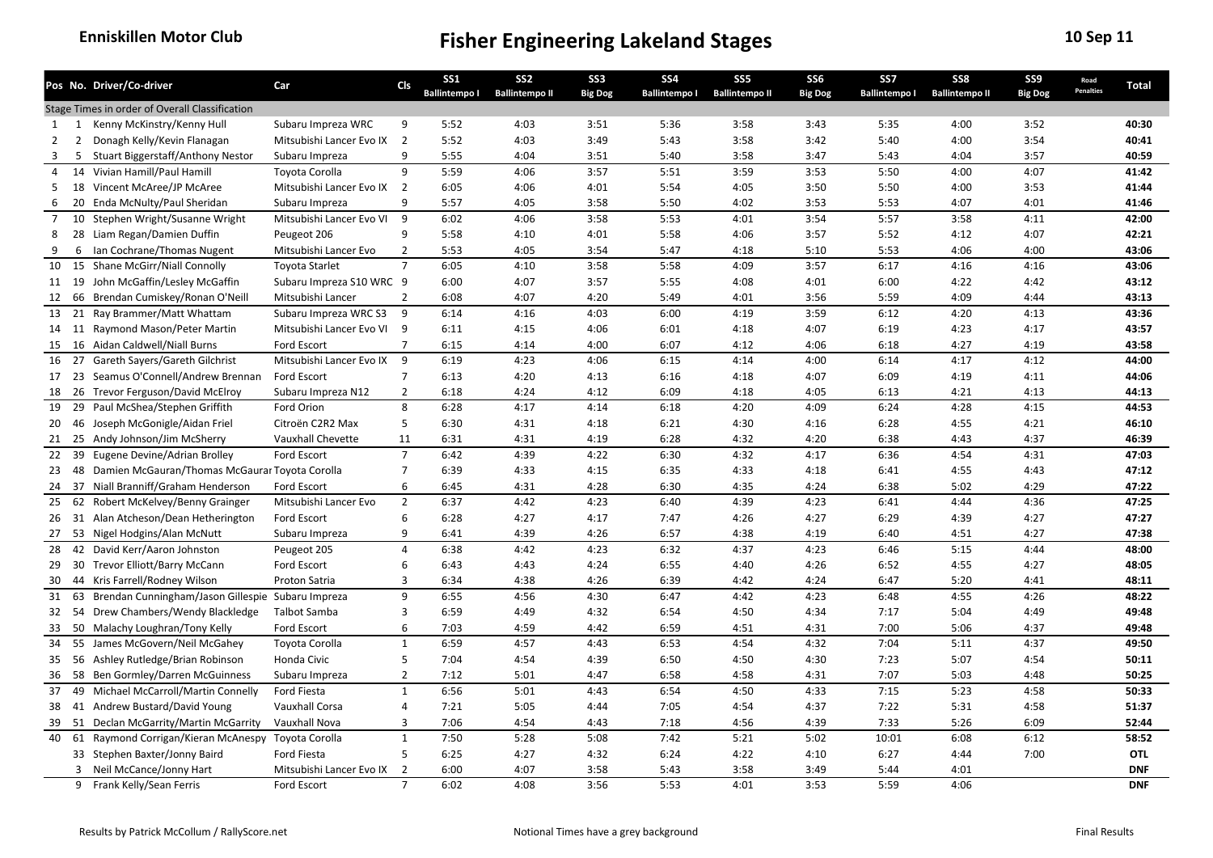**Enniskillen Motor Club**

# Fisher Engineering Lakeland Stages

**10 Sep 11**

| Pos | No. | Driver/Co-driver | Car | Cls | SS1 Ballintempo I | SS2 Ballintempo II | SS3 Big Dog | SS4 Ballintempo I | SS5 Ballintempo II | SS6 Big Dog | SS7 Ballintempo I | SS8 Ballintempo II | SS9 Big Dog | Road Penalties | Total |
|---|---|---|---|---|---|---|---|---|---|---|---|---|---|---|---|
| Stage Times in order of Overall Classification | | | | | | | | | | | | | | | |
| 1 | 1 | Kenny McKinstry/Kenny Hull | Subaru Impreza WRC | 9 | 5:52 | 4:03 | 3:51 | 5:36 | 3:58 | 3:43 | 5:35 | 4:00 | 3:52 | | **40:30** |
| 2 | 2 | Donagh Kelly/Kevin Flanagan | Mitsubishi Lancer Evo IX | 2 | 5:52 | 4:03 | 3:49 | 5:43 | 3:58 | 3:42 | 5:40 | 4:00 | 3:54 | | **40:41** |
| 3 | 5 | Stuart Biggerstaff/Anthony Nestor | Subaru Impreza | 9 | 5:55 | 4:04 | 3:51 | 5:40 | 3:58 | 3:47 | 5:43 | 4:04 | 3:57 | | **40:59** |
| 4 | 14 | Vivian Hamill/Paul Hamill | Toyota Corolla | 9 | 5:59 | 4:06 | 3:57 | 5:51 | 3:59 | 3:53 | 5:50 | 4:00 | 4:07 | | **41:42** |
| 5 | 18 | Vincent McAree/JP McAree | Mitsubishi Lancer Evo IX | 2 | 6:05 | 4:06 | 4:01 | 5:54 | 4:05 | 3:50 | 5:50 | 4:00 | 3:53 | | **41:44** |
| 6 | 20 | Enda McNulty/Paul Sheridan | Subaru Impreza | 9 | 5:57 | 4:05 | 3:58 | 5:50 | 4:02 | 3:53 | 5:53 | 4:07 | 4:01 | | **41:46** |
| 7 | 10 | Stephen Wright/Susanne Wright | Mitsubishi Lancer Evo VI | 9 | 6:02 | 4:06 | 3:58 | 5:53 | 4:01 | 3:54 | 5:57 | 3:58 | 4:11 | | **42:00** |
| 8 | 28 | Liam Regan/Damien Duffin | Peugeot 206 | 9 | 5:58 | 4:10 | 4:01 | 5:58 | 4:06 | 3:57 | 5:52 | 4:12 | 4:07 | | **42:21** |
| 9 | 6 | Ian Cochrane/Thomas Nugent | Mitsubishi Lancer Evo | 2 | 5:53 | 4:05 | 3:54 | 5:47 | 4:18 | 5:10 | 5:53 | 4:06 | 4:00 | | **43:06** |
| 10 | 15 | Shane McGirr/Niall Connolly | Toyota Starlet | 7 | 6:05 | 4:10 | 3:58 | 5:58 | 4:09 | 3:57 | 6:17 | 4:16 | 4:16 | | **43:06** |
| 11 | 19 | John McGaffin/Lesley McGaffin | Subaru Impreza S10 WRC | 9 | 6:00 | 4:07 | 3:57 | 5:55 | 4:08 | 4:01 | 6:00 | 4:22 | 4:42 | | **43:12** |
| 12 | 66 | Brendan Cumiskey/Ronan O'Neill | Mitsubishi Lancer | 2 | 6:08 | 4:07 | 4:20 | 5:49 | 4:01 | 3:56 | 5:59 | 4:09 | 4:44 | | **43:13** |
| 13 | 21 | Ray Brammer/Matt Whattam | Subaru Impreza WRC S3 | 9 | 6:14 | 4:16 | 4:03 | 6:00 | 4:19 | 3:59 | 6:12 | 4:20 | 4:13 | | **43:36** |
| 14 | 11 | Raymond Mason/Peter Martin | Mitsubishi Lancer Evo VI | 9 | 6:11 | 4:15 | 4:06 | 6:01 | 4:18 | 4:07 | 6:19 | 4:23 | 4:17 | | **43:57** |
| 15 | 16 | Aidan Caldwell/Niall Burns | Ford Escort | 7 | 6:15 | 4:14 | 4:00 | 6:07 | 4:12 | 4:06 | 6:18 | 4:27 | 4:19 | | **43:58** |
| 16 | 27 | Gareth Sayers/Gareth Gilchrist | Mitsubishi Lancer Evo IX | 9 | 6:19 | 4:23 | 4:06 | 6:15 | 4:14 | 4:00 | 6:14 | 4:17 | 4:12 | | **44:00** |
| 17 | 23 | Seamus O'Connell/Andrew Brennan | Ford Escort | 7 | 6:13 | 4:20 | 4:13 | 6:16 | 4:18 | 4:07 | 6:09 | 4:19 | 4:11 | | **44:06** |
| 18 | 26 | Trevor Ferguson/David McElroy | Subaru Impreza N12 | 2 | 6:18 | 4:24 | 4:12 | 6:09 | 4:18 | 4:05 | 6:13 | 4:21 | 4:13 | | **44:13** |
| 19 | 29 | Paul McShea/Stephen Griffith | Ford Orion | 8 | 6:28 | 4:17 | 4:14 | 6:18 | 4:20 | 4:09 | 6:24 | 4:28 | 4:15 | | **44:53** |
| 20 | 46 | Joseph McGonigle/Aidan Friel | Citroën C2R2 Max | 5 | 6:30 | 4:31 | 4:18 | 6:21 | 4:30 | 4:16 | 6:28 | 4:55 | 4:21 | | **46:10** |
| 21 | 25 | Andy Johnson/Jim McSherry | Vauxhall Chevette | 11 | 6:31 | 4:31 | 4:19 | 6:28 | 4:32 | 4:20 | 6:38 | 4:43 | 4:37 | | **46:39** |
| 22 | 39 | Eugene Devine/Adrian Brolley | Ford Escort | 7 | 6:42 | 4:39 | 4:22 | 6:30 | 4:32 | 4:17 | 6:36 | 4:54 | 4:31 | | **47:03** |
| 23 | 48 | Damien McGauran/Thomas McGauran | Toyota Corolla | 7 | 6:39 | 4:33 | 4:15 | 6:35 | 4:33 | 4:18 | 6:41 | 4:55 | 4:43 | | **47:12** |
| 24 | 37 | Niall Branniff/Graham Henderson | Ford Escort | 6 | 6:45 | 4:31 | 4:28 | 6:30 | 4:35 | 4:24 | 6:38 | 5:02 | 4:29 | | **47:22** |
| 25 | 62 | Robert McKelvey/Benny Grainger | Mitsubishi Lancer Evo | 2 | 6:37 | 4:42 | 4:23 | 6:40 | 4:39 | 4:23 | 6:41 | 4:44 | 4:36 | | **47:25** |
| 26 | 31 | Alan Atcheson/Dean Hetherington | Ford Escort | 6 | 6:28 | 4:27 | 4:17 | 7:47 | 4:26 | 4:27 | 6:29 | 4:39 | 4:27 | | **47:27** |
| 27 | 53 | Nigel Hodgins/Alan McNutt | Subaru Impreza | 9 | 6:41 | 4:39 | 4:26 | 6:57 | 4:38 | 4:19 | 6:40 | 4:51 | 4:27 | | **47:38** |
| 28 | 42 | David Kerr/Aaron Johnston | Peugeot 205 | 4 | 6:38 | 4:42 | 4:23 | 6:32 | 4:37 | 4:23 | 6:46 | 5:15 | 4:44 | | **48:00** |
| 29 | 30 | Trevor Elliott/Barry McCann | Ford Escort | 6 | 6:43 | 4:43 | 4:24 | 6:55 | 4:40 | 4:26 | 6:52 | 4:55 | 4:27 | | **48:05** |
| 30 | 44 | Kris Farrell/Rodney Wilson | Proton Satria | 3 | 6:34 | 4:38 | 4:26 | 6:39 | 4:42 | 4:24 | 6:47 | 5:20 | 4:41 | | **48:11** |
| 31 | 63 | Brendan Cunningham/Jason Gillespie | Subaru Impreza | 9 | 6:55 | 4:56 | 4:30 | 6:47 | 4:42 | 4:23 | 6:48 | 4:55 | 4:26 | | **48:22** |
| 32 | 54 | Drew Chambers/Wendy Blackledge | Talbot Samba | 3 | 6:59 | 4:49 | 4:32 | 6:54 | 4:50 | 4:34 | 7:17 | 5:04 | 4:49 | | **49:48** |
| 33 | 50 | Malachy Loughran/Tony Kelly | Ford Escort | 6 | 7:03 | 4:59 | 4:42 | 6:59 | 4:51 | 4:31 | 7:00 | 5:06 | 4:37 | | **49:48** |
| 34 | 55 | James McGovern/Neil McGahey | Toyota Corolla | 1 | 6:59 | 4:57 | 4:43 | 6:53 | 4:54 | 4:32 | 7:04 | 5:11 | 4:37 | | **49:50** |
| 35 | 56 | Ashley Rutledge/Brian Robinson | Honda Civic | 5 | 7:04 | 4:54 | 4:39 | 6:50 | 4:50 | 4:30 | 7:23 | 5:07 | 4:54 | | **50:11** |
| 36 | 58 | Ben Gormley/Darren McGuinness | Subaru Impreza | 2 | 7:12 | 5:01 | 4:47 | 6:58 | 4:58 | 4:31 | 7:07 | 5:03 | 4:48 | | **50:25** |
| 37 | 49 | Michael McCarroll/Martin Connelly | Ford Fiesta | 1 | 6:56 | 5:01 | 4:43 | 6:54 | 4:50 | 4:33 | 7:15 | 5:23 | 4:58 | | **50:33** |
| 38 | 41 | Andrew Bustard/David Young | Vauxhall Corsa | 4 | 7:21 | 5:05 | 4:44 | 7:05 | 4:54 | 4:37 | 7:22 | 5:31 | 4:58 | | **51:37** |
| 39 | 51 | Declan McGarrity/Martin McGarrity | Vauxhall Nova | 3 | 7:06 | 4:54 | 4:43 | 7:18 | 4:56 | 4:39 | 7:33 | 5:26 | 6:09 | | **52:44** |
| 40 | 61 | Raymond Corrigan/Kieran McAnespy | Toyota Corolla | 1 | 7:50 | 5:28 | 5:08 | 7:42 | 5:21 | 5:02 | 10:01 | 6:08 | 6:12 | | **58:52** |
| | 33 | Stephen Baxter/Jonny Baird | Ford Fiesta | 5 | 6:25 | 4:27 | 4:32 | 6:24 | 4:22 | 4:10 | 6:27 | 4:44 | 7:00 | | **OTL** |
| | 3 | Neil McCance/Jonny Hart | Mitsubishi Lancer Evo IX | 2 | 6:00 | 4:07 | 3:58 | 5:43 | 3:58 | 3:49 | 5:44 | 4:01 | | | **DNF** |
| | 9 | Frank Kelly/Sean Ferris | Ford Escort | 7 | 6:02 | 4:08 | 3:56 | 5:53 | 4:01 | 3:53 | 5:59 | 4:06 | | | **DNF** |

Results by Patrick McCollum / RallyScore.net

Notional Times have a grey background

Final Results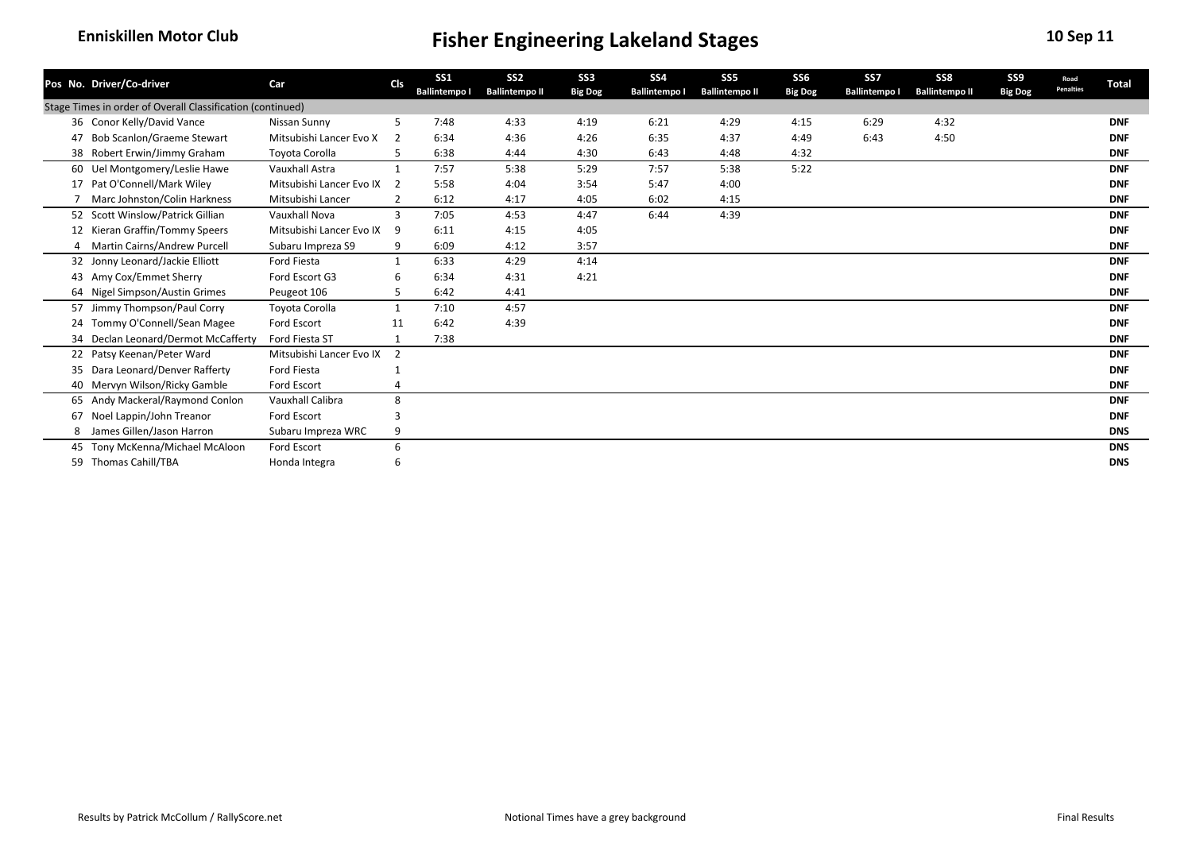Enniskillen Motor Club

# Fisher Engineering Lakeland Stages

10 Sep 11

| Pos | No. | Driver/Co-driver | Car | Cls | SS1 Ballintempo I | SS2 Ballintempo II | SS3 Big Dog | SS4 Ballintempo I | SS5 Ballintempo II | SS6 Big Dog | SS7 Ballintempo I | SS8 Ballintempo II | SS9 Big Dog | Road Penalties | Total |
|---|---|---|---|---|---|---|---|---|---|---|---|---|---|---|---|
| Stage Times in order of Overall Classification (continued) | | | | | | | | | | | | | | | |
| | 36 | Conor Kelly/David Vance | Nissan Sunny | 5 | 7:48 | 4:33 | 4:19 | 6:21 | 4:29 | 4:15 | 6:29 | 4:32 | | | DNF |
| | 47 | Bob Scanlon/Graeme Stewart | Mitsubishi Lancer Evo X | 2 | 6:34 | 4:36 | 4:26 | 6:35 | 4:37 | 4:49 | 6:43 | 4:50 | | | DNF |
| | 38 | Robert Erwin/Jimmy Graham | Toyota Corolla | 5 | 6:38 | 4:44 | 4:30 | 6:43 | 4:48 | 4:32 | | | | | DNF |
| | 60 | Uel Montgomery/Leslie Hawe | Vauxhall Astra | 1 | 7:57 | 5:38 | 5:29 | 7:57 | 5:38 | 5:22 | | | | | DNF |
| | 17 | Pat O'Connell/Mark Wiley | Mitsubishi Lancer Evo IX | 2 | 5:58 | 4:04 | 3:54 | 5:47 | 4:00 | | | | | | DNF |
| | 7 | Marc Johnston/Colin Harkness | Mitsubishi Lancer | 2 | 6:12 | 4:17 | 4:05 | 6:02 | 4:15 | | | | | | DNF |
| | 52 | Scott Winslow/Patrick Gillian | Vauxhall Nova | 3 | 7:05 | 4:53 | 4:47 | 6:44 | 4:39 | | | | | | DNF |
| | 12 | Kieran Graffin/Tommy Speers | Mitsubishi Lancer Evo IX | 9 | 6:11 | 4:15 | 4:05 | | | | | | | | DNF |
| | 4 | Martin Cairns/Andrew Purcell | Subaru Impreza S9 | 9 | 6:09 | 4:12 | 3:57 | | | | | | | | DNF |
| | 32 | Jonny Leonard/Jackie Elliott | Ford Fiesta | 1 | 6:33 | 4:29 | 4:14 | | | | | | | | DNF |
| | 43 | Amy Cox/Emmet Sherry | Ford Escort G3 | 6 | 6:34 | 4:31 | 4:21 | | | | | | | | DNF |
| | 64 | Nigel Simpson/Austin Grimes | Peugeot 106 | 5 | 6:42 | 4:41 | | | | | | | | | DNF |
| | 57 | Jimmy Thompson/Paul Corry | Toyota Corolla | 1 | 7:10 | 4:57 | | | | | | | | | DNF |
| | 24 | Tommy O'Connell/Sean Magee | Ford Escort | 11 | 6:42 | 4:39 | | | | | | | | | DNF |
| | 34 | Declan Leonard/Dermot McCafferty | Ford Fiesta ST | 1 | 7:38 | | | | | | | | | | DNF |
| | 22 | Patsy Keenan/Peter Ward | Mitsubishi Lancer Evo IX | 2 | | | | | | | | | | | DNF |
| | 35 | Dara Leonard/Denver Rafferty | Ford Fiesta | 1 | | | | | | | | | | | DNF |
| | 40 | Mervyn Wilson/Ricky Gamble | Ford Escort | 4 | | | | | | | | | | | DNF |
| | 65 | Andy Mackeral/Raymond Conlon | Vauxhall Calibra | 8 | | | | | | | | | | | DNF |
| | 67 | Noel Lappin/John Treanor | Ford Escort | 3 | | | | | | | | | | | DNF |
| | 8 | James Gillen/Jason Harron | Subaru Impreza WRC | 9 | | | | | | | | | | | DNS |
| | 45 | Tony McKenna/Michael McAloon | Ford Escort | 6 | | | | | | | | | | | DNS |
| | 59 | Thomas Cahill/TBA | Honda Integra | 6 | | | | | | | | | | | DNS |

Results by Patrick McCollum / RallyScore.net

Notional Times have a grey background

Final Results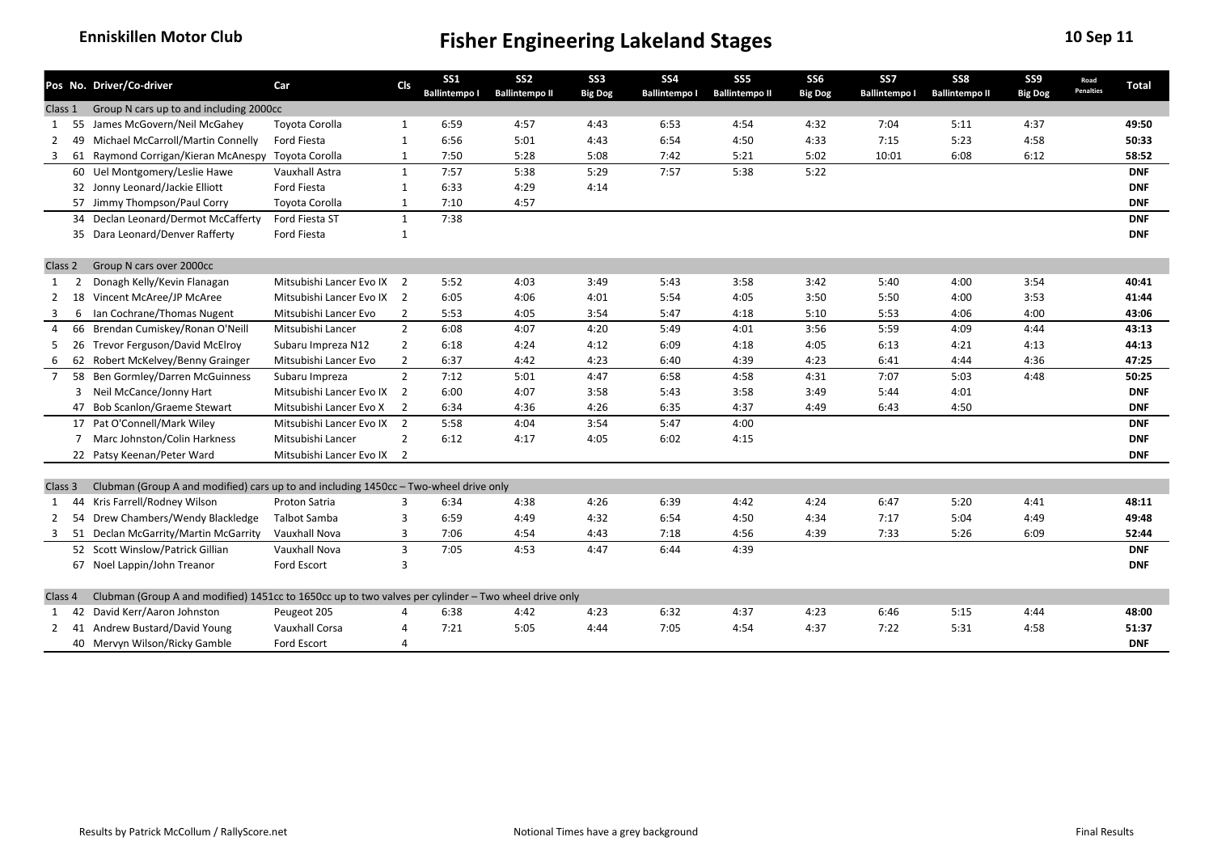Enniskillen Motor Club

# Fisher Engineering Lakeland Stages

10 Sep 11

| Pos | No. | Driver/Co-driver | Car | Cls | SS1 Ballintempo I | SS2 Ballintempo II | SS3 Big Dog | SS4 Ballintempo I | SS5 Ballintempo II | SS6 Big Dog | SS7 Ballintempo I | SS8 Ballintempo II | SS9 Big Dog | Road Penalties | Total |
|---|---|---|---|---|---|---|---|---|---|---|---|---|---|---|---|
| Class 1 | | Group N cars up to and including 2000cc | | | | | | | | | | | | | |
| 1 | 55 | James McGovern/Neil McGahey | Toyota Corolla | 1 | 6:59 | 4:57 | 4:43 | 6:53 | 4:54 | 4:32 | 7:04 | 5:11 | 4:37 | | **49:50** |
| 2 | 49 | Michael McCarroll/Martin Connelly | Ford Fiesta | 1 | 6:56 | 5:01 | 4:43 | 6:54 | 4:50 | 4:33 | 7:15 | 5:23 | 4:58 | | **50:33** |
| 3 | 61 | Raymond Corrigan/Kieran McAnespy | Toyota Corolla | 1 | 7:50 | 5:28 | 5:08 | 7:42 | 5:21 | 5:02 | 10:01 | 6:08 | 6:12 | | **58:52** |
| | 60 | Uel Montgomery/Leslie Hawe | Vauxhall Astra | 1 | 7:57 | 5:38 | 5:29 | 7:57 | 5:38 | 5:22 | | | | | **DNF** |
| | 32 | Jonny Leonard/Jackie Elliott | Ford Fiesta | 1 | 6:33 | 4:29 | 4:14 | | | | | | | | **DNF** |
| | 57 | Jimmy Thompson/Paul Corry | Toyota Corolla | 1 | 7:10 | 4:57 | | | | | | | | | **DNF** |
| | 34 | Declan Leonard/Dermot McCafferty | Ford Fiesta ST | 1 | 7:38 | | | | | | | | | | **DNF** |
| | 35 | Dara Leonard/Denver Rafferty | Ford Fiesta | 1 | | | | | | | | | | | **DNF** |
| Class 2 | | Group N cars over 2000cc | | | | | | | | | | | | | |
| 1 | 2 | Donagh Kelly/Kevin Flanagan | Mitsubishi Lancer Evo IX | 2 | 5:52 | 4:03 | 3:49 | 5:43 | 3:58 | 3:42 | 5:40 | 4:00 | 3:54 | | **40:41** |
| 2 | 18 | Vincent McAree/JP McAree | Mitsubishi Lancer Evo IX | 2 | 6:05 | 4:06 | 4:01 | 5:54 | 4:05 | 3:50 | 5:50 | 4:00 | 3:53 | | **41:44** |
| 3 | 6 | Ian Cochrane/Thomas Nugent | Mitsubishi Lancer Evo | 2 | 5:53 | 4:05 | 3:54 | 5:47 | 4:18 | 5:10 | 5:53 | 4:06 | 4:00 | | **43:06** |
| 4 | 66 | Brendan Cumiskey/Ronan O'Neill | Mitsubishi Lancer | 2 | 6:08 | 4:07 | 4:20 | 5:49 | 4:01 | 3:56 | 5:59 | 4:09 | 4:44 | | **43:13** |
| 5 | 26 | Trevor Ferguson/David McElroy | Subaru Impreza N12 | 2 | 6:18 | 4:24 | 4:12 | 6:09 | 4:18 | 4:05 | 6:13 | 4:21 | 4:13 | | **44:13** |
| 6 | 62 | Robert McKelvey/Benny Grainger | Mitsubishi Lancer Evo | 2 | 6:37 | 4:42 | 4:23 | 6:40 | 4:39 | 4:23 | 6:41 | 4:44 | 4:36 | | **47:25** |
| 7 | 58 | Ben Gormley/Darren McGuinness | Subaru Impreza | 2 | 7:12 | 5:01 | 4:47 | 6:58 | 4:58 | 4:31 | 7:07 | 5:03 | 4:48 | | **50:25** |
| | 3 | Neil McCance/Jonny Hart | Mitsubishi Lancer Evo IX | 2 | 6:00 | 4:07 | 3:58 | 5:43 | 3:58 | 3:49 | 5:44 | 4:01 | | | **DNF** |
| | 47 | Bob Scanlon/Graeme Stewart | Mitsubishi Lancer Evo X | 2 | 6:34 | 4:36 | 4:26 | 6:35 | 4:37 | 4:49 | 6:43 | 4:50 | | | **DNF** |
| | 17 | Pat O'Connell/Mark Wiley | Mitsubishi Lancer Evo IX | 2 | 5:58 | 4:04 | 3:54 | 5:47 | 4:00 | | | | | | **DNF** |
| | 7 | Marc Johnston/Colin Harkness | Mitsubishi Lancer | 2 | 6:12 | 4:17 | 4:05 | 6:02 | 4:15 | | | | | | **DNF** |
| | 22 | Patsy Keenan/Peter Ward | Mitsubishi Lancer Evo IX | 2 | | | | | | | | | | | **DNF** |
| Class 3 | | Clubman (Group A and modified) cars up to and including 1450cc – Two-wheel drive only | | | | | | | | | | | | | |
| 1 | 44 | Kris Farrell/Rodney Wilson | Proton Satria | 3 | 6:34 | 4:38 | 4:26 | 6:39 | 4:42 | 4:24 | 6:47 | 5:20 | 4:41 | | **48:11** |
| 2 | 54 | Drew Chambers/Wendy Blackledge | Talbot Samba | 3 | 6:59 | 4:49 | 4:32 | 6:54 | 4:50 | 4:34 | 7:17 | 5:04 | 4:49 | | **49:48** |
| 3 | 51 | Declan McGarrity/Martin McGarrity | Vauxhall Nova | 3 | 7:06 | 4:54 | 4:43 | 7:18 | 4:56 | 4:39 | 7:33 | 5:26 | 6:09 | | **52:44** |
| | 52 | Scott Winslow/Patrick Gillian | Vauxhall Nova | 3 | 7:05 | 4:53 | 4:47 | 6:44 | 4:39 | | | | | | **DNF** |
| | 67 | Noel Lappin/John Treanor | Ford Escort | 3 | | | | | | | | | | | **DNF** |
| Class 4 | | Clubman (Group A and modified) 1451cc to 1650cc up to two valves per cylinder – Two wheel drive only | | | | | | | | | | | | | |
| 1 | 42 | David Kerr/Aaron Johnston | Peugeot 205 | 4 | 6:38 | 4:42 | 4:23 | 6:32 | 4:37 | 4:23 | 6:46 | 5:15 | 4:44 | | **48:00** |
| 2 | 41 | Andrew Bustard/David Young | Vauxhall Corsa | 4 | 7:21 | 5:05 | 4:44 | 7:05 | 4:54 | 4:37 | 7:22 | 5:31 | 4:58 | | **51:37** |
| | 40 | Mervyn Wilson/Ricky Gamble | Ford Escort | 4 | | | | | | | | | | | **DNF** |

Results by Patrick McCollum / RallyScore.net

Notional Times have a grey background

Final Results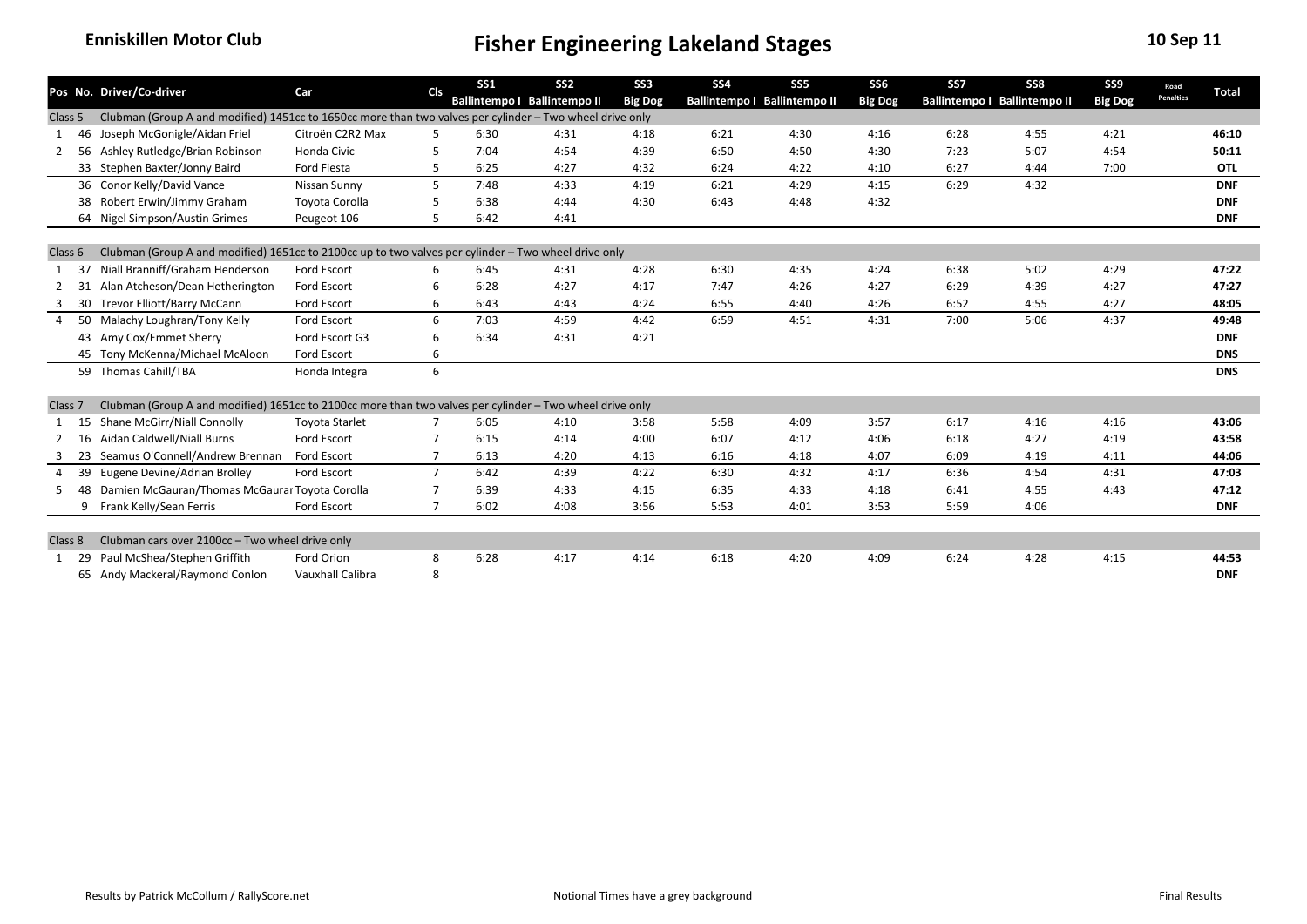Enniskillen Motor Club

# Fisher Engineering Lakeland Stages

10 Sep 11

| Pos | No. | Driver/Co-driver | Car | Cls | SS1 Ballintempo I | SS2 Ballintempo II | SS3 Big Dog | SS4 Ballintempo I | SS5 Ballintempo II | SS6 Big Dog | SS7 Ballintempo I | SS8 Ballintempo II | SS9 Big Dog | Road Penalties | Total |
|---|---|---|---|---|---|---|---|---|---|---|---|---|---|---|---|
| Class 5 | | Clubman (Group A and modified) 1451cc to 1650cc more than two valves per cylinder – Two wheel drive only | | | | | | | | | | | | | |
| 1 | 46 | Joseph McGonigle/Aidan Friel | Citroën C2R2 Max | 5 | 6:30 | 4:31 | 4:18 | 6:21 | 4:30 | 4:16 | 6:28 | 4:55 | 4:21 | | **46:10** |
| 2 | 56 | Ashley Rutledge/Brian Robinson | Honda Civic | 5 | 7:04 | 4:54 | 4:39 | 6:50 | 4:50 | 4:30 | 7:23 | 5:07 | 4:54 | | **50:11** |
| | 33 | Stephen Baxter/Jonny Baird | Ford Fiesta | 5 | 6:25 | 4:27 | 4:32 | 6:24 | 4:22 | 4:10 | 6:27 | 4:44 | 7:00 | | **OTL** |
| | 36 | Conor Kelly/David Vance | Nissan Sunny | 5 | 7:48 | 4:33 | 4:19 | 6:21 | 4:29 | 4:15 | 6:29 | 4:32 | | | **DNF** |
| | 38 | Robert Erwin/Jimmy Graham | Toyota Corolla | 5 | 6:38 | 4:44 | 4:30 | 6:43 | 4:48 | 4:32 | | | | | **DNF** |
| | 64 | Nigel Simpson/Austin Grimes | Peugeot 106 | 5 | 6:42 | 4:41 | | | | | | | | | **DNF** |
| Class 6 | | Clubman (Group A and modified) 1651cc to 2100cc up to two valves per cylinder – Two wheel drive only | | | | | | | | | | | | | |
| 1 | 37 | Niall Branniff/Graham Henderson | Ford Escort | 6 | 6:45 | 4:31 | 4:28 | 6:30 | 4:35 | 4:24 | 6:38 | 5:02 | 4:29 | | **47:22** |
| 2 | 31 | Alan Atcheson/Dean Hetherington | Ford Escort | 6 | 6:28 | 4:27 | 4:17 | 7:47 | 4:26 | 4:27 | 6:29 | 4:39 | 4:27 | | **47:27** |
| 3 | 30 | Trevor Elliott/Barry McCann | Ford Escort | 6 | 6:43 | 4:43 | 4:24 | 6:55 | 4:40 | 4:26 | 6:52 | 4:55 | 4:27 | | **48:05** |
| 4 | 50 | Malachy Loughran/Tony Kelly | Ford Escort | 6 | 7:03 | 4:59 | 4:42 | 6:59 | 4:51 | 4:31 | 7:00 | 5:06 | 4:37 | | **49:48** |
| | 43 | Amy Cox/Emmet Sherry | Ford Escort G3 | 6 | 6:34 | 4:31 | 4:21 | | | | | | | | **DNF** |
| | 45 | Tony McKenna/Michael McAloon | Ford Escort | 6 | | | | | | | | | | | **DNS** |
| | 59 | Thomas Cahill/TBA | Honda Integra | 6 | | | | | | | | | | | **DNS** |
| Class 7 | | Clubman (Group A and modified) 1651cc to 2100cc more than two valves per cylinder – Two wheel drive only | | | | | | | | | | | | | |
| 1 | 15 | Shane McGirr/Niall Connolly | Toyota Starlet | 7 | 6:05 | 4:10 | 3:58 | 5:58 | 4:09 | 3:57 | 6:17 | 4:16 | 4:16 | | **43:06** |
| 2 | 16 | Aidan Caldwell/Niall Burns | Ford Escort | 7 | 6:15 | 4:14 | 4:00 | 6:07 | 4:12 | 4:06 | 6:18 | 4:27 | 4:19 | | **43:58** |
| 3 | 23 | Seamus O'Connell/Andrew Brennan | Ford Escort | 7 | 6:13 | 4:20 | 4:13 | 6:16 | 4:18 | 4:07 | 6:09 | 4:19 | 4:11 | | **44:06** |
| 4 | 39 | Eugene Devine/Adrian Brolley | Ford Escort | 7 | 6:42 | 4:39 | 4:22 | 6:30 | 4:32 | 4:17 | 6:36 | 4:54 | 4:31 | | **47:03** |
| 5 | 48 | Damien McGauran/Thomas McGauran | Toyota Corolla | 7 | 6:39 | 4:33 | 4:15 | 6:35 | 4:33 | 4:18 | 6:41 | 4:55 | 4:43 | | **47:12** |
| | 9 | Frank Kelly/Sean Ferris | Ford Escort | 7 | 6:02 | 4:08 | 3:56 | 5:53 | 4:01 | 3:53 | 5:59 | 4:06 | | | **DNF** |
| Class 8 | | Clubman cars over 2100cc – Two wheel drive only | | | | | | | | | | | | | |
| 1 | 29 | Paul McShea/Stephen Griffith | Ford Orion | 8 | 6:28 | 4:17 | 4:14 | 6:18 | 4:20 | 4:09 | 6:24 | 4:28 | 4:15 | | **44:53** |
| | 65 | Andy Mackeral/Raymond Conlon | Vauxhall Calibra | 8 | | | | | | | | | | | **DNF** |

Results by Patrick McCollum / RallyScore.net

Notional Times have a grey background

Final Results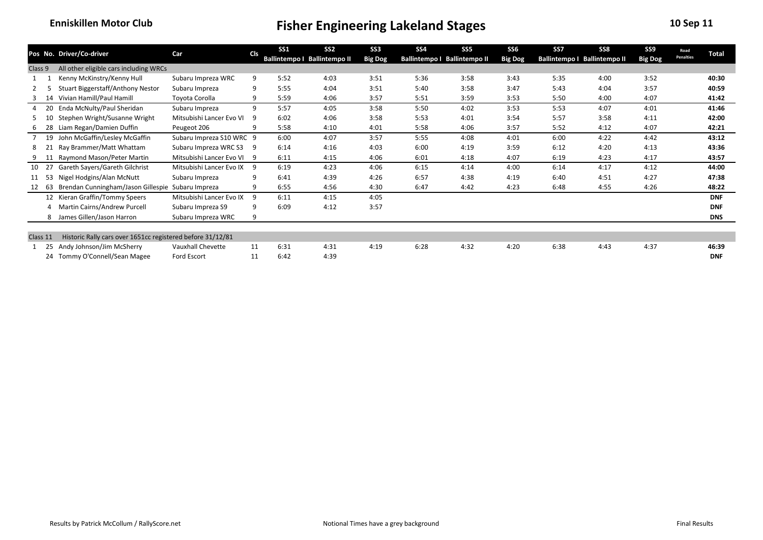**Enniskillen Motor Club**

# Fisher Engineering Lakeland Stages

**10 Sep 11**

| Pos | No. | Driver/Co-driver | Car | Cls | SS1 Ballintempo I | SS2 Ballintempo II | SS3 Big Dog | SS4 Ballintempo I | SS5 Ballintempo II | SS6 Big Dog | SS7 Ballintempo I | SS8 Ballintempo II | SS9 Big Dog | Road Penalties | Total |
|---|---|---|---|---|---|---|---|---|---|---|---|---|---|---|---|
| Class 9 | | All other eligible cars including WRCs | | | | | | | | | | | | | |
| 1 | 1 | Kenny McKinstry/Kenny Hull | Subaru Impreza WRC | 9 | 5:52 | 4:03 | 3:51 | 5:36 | 3:58 | 3:43 | 5:35 | 4:00 | 3:52 | | **40:30** |
| 2 | 5 | Stuart Biggerstaff/Anthony Nestor | Subaru Impreza | 9 | 5:55 | 4:04 | 3:51 | 5:40 | 3:58 | 3:47 | 5:43 | 4:04 | 3:57 | | **40:59** |
| 3 | 14 | Vivian Hamill/Paul Hamill | Toyota Corolla | 9 | 5:59 | 4:06 | 3:57 | 5:51 | 3:59 | 3:53 | 5:50 | 4:00 | 4:07 | | **41:42** |
| 4 | 20 | Enda McNulty/Paul Sheridan | Subaru Impreza | 9 | 5:57 | 4:05 | 3:58 | 5:50 | 4:02 | 3:53 | 5:53 | 4:07 | 4:01 | | **41:46** |
| 5 | 10 | Stephen Wright/Susanne Wright | Mitsubishi Lancer Evo VI | 9 | 6:02 | 4:06 | 3:58 | 5:53 | 4:01 | 3:54 | 5:57 | 3:58 | 4:11 | | **42:00** |
| 6 | 28 | Liam Regan/Damien Duffin | Peugeot 206 | 9 | 5:58 | 4:10 | 4:01 | 5:58 | 4:06 | 3:57 | 5:52 | 4:12 | 4:07 | | **42:21** |
| 7 | 19 | John McGaffin/Lesley McGaffin | Subaru Impreza S10 WRC | 9 | 6:00 | 4:07 | 3:57 | 5:55 | 4:08 | 4:01 | 6:00 | 4:22 | 4:42 | | **43:12** |
| 8 | 21 | Ray Brammer/Matt Whattam | Subaru Impreza WRC S3 | 9 | 6:14 | 4:16 | 4:03 | 6:00 | 4:19 | 3:59 | 6:12 | 4:20 | 4:13 | | **43:36** |
| 9 | 11 | Raymond Mason/Peter Martin | Mitsubishi Lancer Evo VI | 9 | 6:11 | 4:15 | 4:06 | 6:01 | 4:18 | 4:07 | 6:19 | 4:23 | 4:17 | | **43:57** |
| 10 | 27 | Gareth Sayers/Gareth Gilchrist | Mitsubishi Lancer Evo IX | 9 | 6:19 | 4:23 | 4:06 | 6:15 | 4:14 | 4:00 | 6:14 | 4:17 | 4:12 | | **44:00** |
| 11 | 53 | Nigel Hodgins/Alan McNutt | Subaru Impreza | 9 | 6:41 | 4:39 | 4:26 | 6:57 | 4:38 | 4:19 | 6:40 | 4:51 | 4:27 | | **47:38** |
| 12 | 63 | Brendan Cunningham/Jason Gillespie | Subaru Impreza | 9 | 6:55 | 4:56 | 4:30 | 6:47 | 4:42 | 4:23 | 6:48 | 4:55 | 4:26 | | **48:22** |
| | 12 | Kieran Graffin/Tommy Speers | Mitsubishi Lancer Evo IX | 9 | 6:11 | 4:15 | 4:05 | | | | | | | | **DNF** |
| | 4 | Martin Cairns/Andrew Purcell | Subaru Impreza S9 | 9 | 6:09 | 4:12 | 3:57 | | | | | | | | **DNF** |
| | 8 | James Gillen/Jason Harron | Subaru Impreza WRC | 9 | | | | | | | | | | | **DNS** |
| Class 11 | | Historic Rally cars over 1651cc registered before 31/12/81 | | | | | | | | | | | | | |
| 1 | 25 | Andy Johnson/Jim McSherry | Vauxhall Chevette | 11 | 6:31 | 4:31 | 4:19 | 6:28 | 4:32 | 4:20 | 6:38 | 4:43 | 4:37 | | **46:39** |
| | 24 | Tommy O'Connell/Sean Magee | Ford Escort | 11 | 6:42 | 4:39 | | | | | | | | | **DNF** |

Results by Patrick McCollum / RallyScore.net

Notional Times have a grey background

Final Results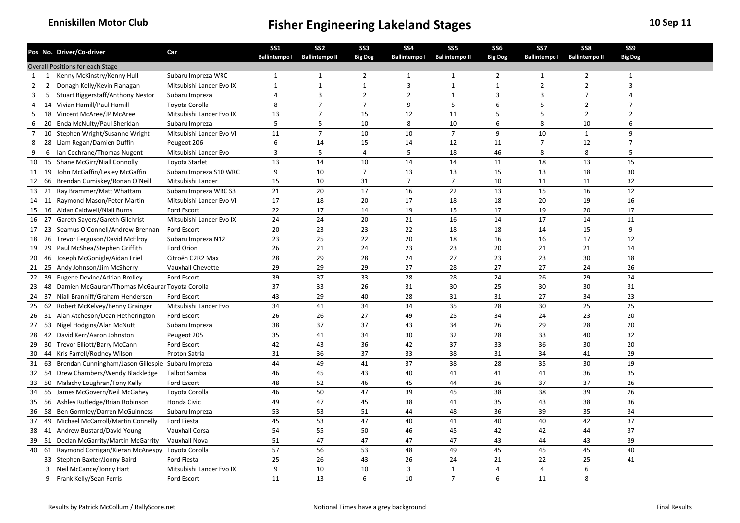**Enniskillen Motor Club**

# Fisher Engineering Lakeland Stages

**10 Sep 11**

| Pos | No. | Driver/Co-driver | Car | SS1 Ballintempo I | SS2 Ballintempo II | SS3 Big Dog | SS4 Ballintempo I | SS5 Ballintempo II | SS6 Big Dog | SS7 Ballintempo I | SS8 Ballintempo II | SS9 Big Dog |
|---|---|---|---|---|---|---|---|---|---|---|---|---|
| Overall Positions for each Stage | | | | | | | | | | | | |
| 1 | 1 | Kenny McKinstry/Kenny Hull | Subaru Impreza WRC | 1 | 1 | 2 | 1 | 1 | 2 | 1 | 2 | 1 |
| 2 | 2 | Donagh Kelly/Kevin Flanagan | Mitsubishi Lancer Evo IX | 1 | 1 | 1 | 3 | 1 | 1 | 2 | 2 | 3 |
| 3 | 5 | Stuart Biggerstaff/Anthony Nestor | Subaru Impreza | 4 | 3 | 2 | 2 | 1 | 3 | 3 | 7 | 4 |
| 4 | 14 | Vivian Hamill/Paul Hamill | Toyota Corolla | 8 | 7 | 7 | 9 | 5 | 6 | 5 | 2 | 7 |
| 5 | 18 | Vincent McAree/JP McAree | Mitsubishi Lancer Evo IX | 13 | 7 | 15 | 12 | 11 | 5 | 5 | 2 | 2 |
| 6 | 20 | Enda McNulty/Paul Sheridan | Subaru Impreza | 5 | 5 | 10 | 8 | 10 | 6 | 8 | 10 | 6 |
| 7 | 10 | Stephen Wright/Susanne Wright | Mitsubishi Lancer Evo VI | 11 | 7 | 10 | 10 | 7 | 9 | 10 | 1 | 9 |
| 8 | 28 | Liam Regan/Damien Duffin | Peugeot 206 | 6 | 14 | 15 | 14 | 12 | 11 | 7 | 12 | 7 |
| 9 | 6 | Ian Cochrane/Thomas Nugent | Mitsubishi Lancer Evo | 3 | 5 | 4 | 5 | 18 | 46 | 8 | 8 | 5 |
| 10 | 15 | Shane McGirr/Niall Connolly | Toyota Starlet | 13 | 14 | 10 | 14 | 14 | 11 | 18 | 13 | 15 |
| 11 | 19 | John McGaffin/Lesley McGaffin | Subaru Impreza S10 WRC | 9 | 10 | 7 | 13 | 13 | 15 | 13 | 18 | 30 |
| 12 | 66 | Brendan Cumiskey/Ronan O'Neill | Mitsubishi Lancer | 15 | 10 | 31 | 7 | 7 | 10 | 11 | 11 | 32 |
| 13 | 21 | Ray Brammer/Matt Whattam | Subaru Impreza WRC S3 | 21 | 20 | 17 | 16 | 22 | 13 | 15 | 16 | 12 |
| 14 | 11 | Raymond Mason/Peter Martin | Mitsubishi Lancer Evo VI | 17 | 18 | 20 | 17 | 18 | 18 | 20 | 19 | 16 |
| 15 | 16 | Aidan Caldwell/Niall Burns | Ford Escort | 22 | 17 | 14 | 19 | 15 | 17 | 19 | 20 | 17 |
| 16 | 27 | Gareth Sayers/Gareth Gilchrist | Mitsubishi Lancer Evo IX | 24 | 24 | 20 | 21 | 16 | 14 | 17 | 14 | 11 |
| 17 | 23 | Seamus O'Connell/Andrew Brennan | Ford Escort | 20 | 23 | 23 | 22 | 18 | 18 | 14 | 15 | 9 |
| 18 | 26 | Trevor Ferguson/David McElroy | Subaru Impreza N12 | 23 | 25 | 22 | 20 | 18 | 16 | 16 | 17 | 12 |
| 19 | 29 | Paul McShea/Stephen Griffith | Ford Orion | 26 | 21 | 24 | 23 | 23 | 20 | 21 | 21 | 14 |
| 20 | 46 | Joseph McGonigle/Aidan Friel | Citroën C2R2 Max | 28 | 29 | 28 | 24 | 27 | 23 | 23 | 30 | 18 |
| 21 | 25 | Andy Johnson/Jim McSherry | Vauxhall Chevette | 29 | 29 | 29 | 27 | 28 | 27 | 27 | 24 | 26 |
| 22 | 39 | Eugene Devine/Adrian Brolley | Ford Escort | 39 | 37 | 33 | 28 | 28 | 24 | 26 | 29 | 24 |
| 23 | 48 | Damien McGauran/Thomas McGauran | Toyota Corolla | 37 | 33 | 26 | 31 | 30 | 25 | 30 | 30 | 31 |
| 24 | 37 | Niall Branniff/Graham Henderson | Ford Escort | 43 | 29 | 40 | 28 | 31 | 31 | 27 | 34 | 23 |
| 25 | 62 | Robert McKelvey/Benny Grainger | Mitsubishi Lancer Evo | 34 | 41 | 34 | 34 | 35 | 28 | 30 | 25 | 25 |
| 26 | 31 | Alan Atcheson/Dean Hetherington | Ford Escort | 26 | 26 | 27 | 49 | 25 | 34 | 24 | 23 | 20 |
| 27 | 53 | Nigel Hodgins/Alan McNutt | Subaru Impreza | 38 | 37 | 37 | 43 | 34 | 26 | 29 | 28 | 20 |
| 28 | 42 | David Kerr/Aaron Johnston | Peugeot 205 | 35 | 41 | 34 | 30 | 32 | 28 | 33 | 40 | 32 |
| 29 | 30 | Trevor Elliott/Barry McCann | Ford Escort | 42 | 43 | 36 | 42 | 37 | 33 | 36 | 30 | 20 |
| 30 | 44 | Kris Farrell/Rodney Wilson | Proton Satria | 31 | 36 | 37 | 33 | 38 | 31 | 34 | 41 | 29 |
| 31 | 63 | Brendan Cunningham/Jason Gillespie | Subaru Impreza | 44 | 49 | 41 | 37 | 38 | 28 | 35 | 30 | 19 |
| 32 | 54 | Drew Chambers/Wendy Blackledge | Talbot Samba | 46 | 45 | 43 | 40 | 41 | 41 | 41 | 36 | 35 |
| 33 | 50 | Malachy Loughran/Tony Kelly | Ford Escort | 48 | 52 | 46 | 45 | 44 | 36 | 37 | 37 | 26 |
| 34 | 55 | James McGovern/Neil McGahey | Toyota Corolla | 46 | 50 | 47 | 39 | 45 | 38 | 38 | 39 | 26 |
| 35 | 56 | Ashley Rutledge/Brian Robinson | Honda Civic | 49 | 47 | 45 | 38 | 41 | 35 | 43 | 38 | 36 |
| 36 | 58 | Ben Gormley/Darren McGuinness | Subaru Impreza | 53 | 53 | 51 | 44 | 48 | 36 | 39 | 35 | 34 |
| 37 | 49 | Michael McCarroll/Martin Connelly | Ford Fiesta | 45 | 53 | 47 | 40 | 41 | 40 | 40 | 42 | 37 |
| 38 | 41 | Andrew Bustard/David Young | Vauxhall Corsa | 54 | 55 | 50 | 46 | 45 | 42 | 42 | 44 | 37 |
| 39 | 51 | Declan McGarrity/Martin McGarrity | Vauxhall Nova | 51 | 47 | 47 | 47 | 47 | 43 | 44 | 43 | 39 |
| 40 | 61 | Raymond Corrigan/Kieran McAnespy | Toyota Corolla | 57 | 56 | 53 | 48 | 49 | 45 | 45 | 45 | 40 |
| | 33 | Stephen Baxter/Jonny Baird | Ford Fiesta | 25 | 26 | 43 | 26 | 24 | 21 | 22 | 25 | 41 |
| | 3 | Neil McCance/Jonny Hart | Mitsubishi Lancer Evo IX | 9 | 10 | 10 | 3 | 1 | 4 | 4 | 6 | |
| | 9 | Frank Kelly/Sean Ferris | Ford Escort | 11 | 13 | 6 | 10 | 7 | 6 | 11 | 8 | |

Results by Patrick McCollum / RallyScore.net

Notional Times have a grey background

Final Results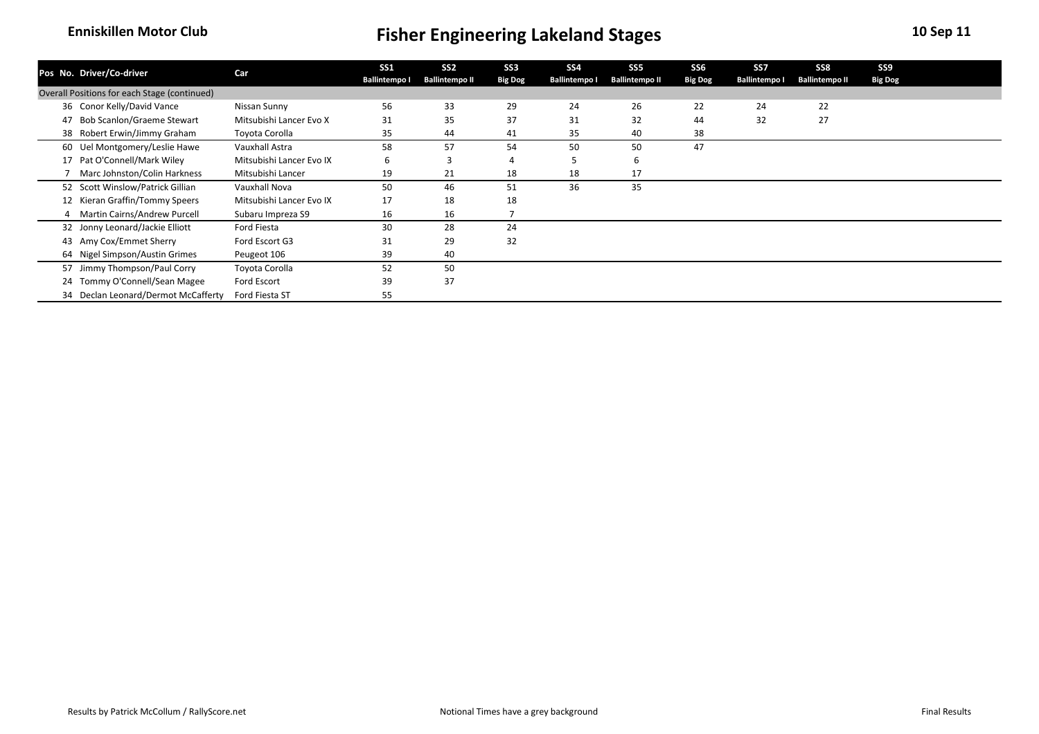Enniskillen Motor Club

# Fisher Engineering Lakeland Stages

10 Sep 11

| Pos | No. | Driver/Co-driver | Car | SS1 Ballintempo I | SS2 Ballintempo II | SS3 Big Dog | SS4 Ballintempo I | SS5 Ballintempo II | SS6 Big Dog | SS7 Ballintempo I | SS8 Ballintempo II | SS9 Big Dog |
|---|---|---|---|---|---|---|---|---|---|---|---|---|
| Overall Positions for each Stage (continued) | | | | | | | | | | | | |
| | 36 | Conor Kelly/David Vance | Nissan Sunny | 56 | 33 | 29 | 24 | 26 | 22 | 24 | 22 | |
| | 47 | Bob Scanlon/Graeme Stewart | Mitsubishi Lancer Evo X | 31 | 35 | 37 | 31 | 32 | 44 | 32 | 27 | |
| | 38 | Robert Erwin/Jimmy Graham | Toyota Corolla | 35 | 44 | 41 | 35 | 40 | 38 | | | |
| | 60 | Uel Montgomery/Leslie Hawe | Vauxhall Astra | 58 | 57 | 54 | 50 | 50 | 47 | | | |
| | 17 | Pat O'Connell/Mark Wiley | Mitsubishi Lancer Evo IX | 6 | 3 | 4 | 5 | 6 | | | | |
| | 7 | Marc Johnston/Colin Harkness | Mitsubishi Lancer | 19 | 21 | 18 | 18 | 17 | | | | |
| | 52 | Scott Winslow/Patrick Gillian | Vauxhall Nova | 50 | 46 | 51 | 36 | 35 | | | | |
| | 12 | Kieran Graffin/Tommy Speers | Mitsubishi Lancer Evo IX | 17 | 18 | 18 | | | | | | |
| | 4 | Martin Cairns/Andrew Purcell | Subaru Impreza S9 | 16 | 16 | 7 | | | | | | |
| | 32 | Jonny Leonard/Jackie Elliott | Ford Fiesta | 30 | 28 | 24 | | | | | | |
| | 43 | Amy Cox/Emmet Sherry | Ford Escort G3 | 31 | 29 | 32 | | | | | | |
| | 64 | Nigel Simpson/Austin Grimes | Peugeot 106 | 39 | 40 | | | | | | | |
| | 57 | Jimmy Thompson/Paul Corry | Toyota Corolla | 52 | 50 | | | | | | | |
| | 24 | Tommy O'Connell/Sean Magee | Ford Escort | 39 | 37 | | | | | | | |
| | 34 | Declan Leonard/Dermot McCafferty | Ford Fiesta ST | 55 | | | | | | | | |

Results by Patrick McCollum / RallyScore.net — Notional Times have a grey background — Final Results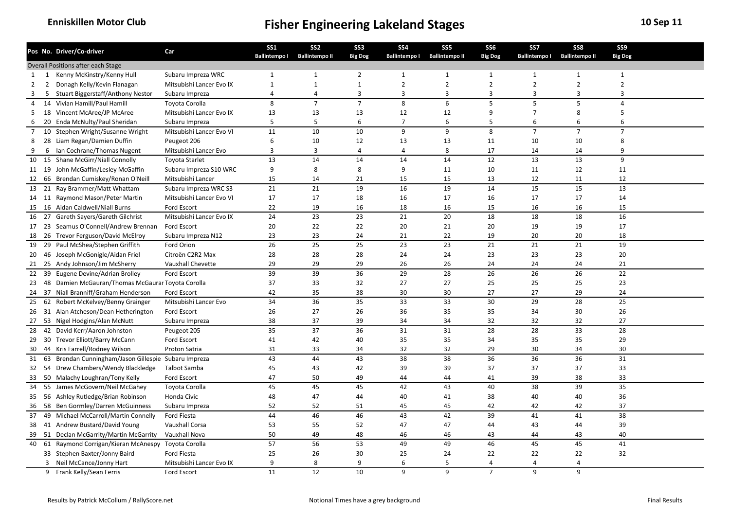**Enniskillen Motor Club**

# Fisher Engineering Lakeland Stages

**10 Sep 11**

| Pos | No. | Driver/Co-driver | Car | SS1 Ballintempo I | SS2 Ballintempo II | SS3 Big Dog | SS4 Ballintempo I | SS5 Ballintempo II | SS6 Big Dog | SS7 Ballintempo I | SS8 Ballintempo II | SS9 Big Dog |
|---|---|---|---|---|---|---|---|---|---|---|---|---|
| Overall Positions after each Stage | | | | | | | | | | | | |
| 1 | 1 | Kenny McKinstry/Kenny Hull | Subaru Impreza WRC | 1 | 1 | 2 | 1 | 1 | 1 | 1 | 1 | 1 |
| 2 | 2 | Donagh Kelly/Kevin Flanagan | Mitsubishi Lancer Evo IX | 1 | 1 | 1 | 2 | 2 | 2 | 2 | 2 | 2 |
| 3 | 5 | Stuart Biggerstaff/Anthony Nestor | Subaru Impreza | 4 | 4 | 3 | 3 | 3 | 3 | 3 | 3 | 3 |
| 4 | 14 | Vivian Hamill/Paul Hamill | Toyota Corolla | 8 | 7 | 7 | 8 | 6 | 5 | 5 | 5 | 4 |
| 5 | 18 | Vincent McAree/JP McAree | Mitsubishi Lancer Evo IX | 13 | 13 | 13 | 12 | 12 | 9 | 7 | 8 | 5 |
| 6 | 20 | Enda McNulty/Paul Sheridan | Subaru Impreza | 5 | 5 | 6 | 7 | 6 | 5 | 6 | 6 | 6 |
| 7 | 10 | Stephen Wright/Susanne Wright | Mitsubishi Lancer Evo VI | 11 | 10 | 10 | 9 | 9 | 8 | 7 | 7 | 7 |
| 8 | 28 | Liam Regan/Damien Duffin | Peugeot 206 | 6 | 10 | 12 | 13 | 13 | 11 | 10 | 10 | 8 |
| 9 | 6 | Ian Cochrane/Thomas Nugent | Mitsubishi Lancer Evo | 3 | 3 | 4 | 4 | 8 | 17 | 14 | 14 | 9 |
| 10 | 15 | Shane McGirr/Niall Connolly | Toyota Starlet | 13 | 14 | 14 | 14 | 14 | 12 | 13 | 13 | 9 |
| 11 | 19 | John McGaffin/Lesley McGaffin | Subaru Impreza S10 WRC | 9 | 8 | 8 | 9 | 11 | 10 | 11 | 12 | 11 |
| 12 | 66 | Brendan Cumiskey/Ronan O'Neill | Mitsubishi Lancer | 15 | 14 | 21 | 15 | 15 | 13 | 12 | 11 | 12 |
| 13 | 21 | Ray Brammer/Matt Whattam | Subaru Impreza WRC S3 | 21 | 21 | 19 | 16 | 19 | 14 | 15 | 15 | 13 |
| 14 | 11 | Raymond Mason/Peter Martin | Mitsubishi Lancer Evo VI | 17 | 17 | 18 | 16 | 17 | 16 | 17 | 17 | 14 |
| 15 | 16 | Aidan Caldwell/Niall Burns | Ford Escort | 22 | 19 | 16 | 18 | 16 | 15 | 16 | 16 | 15 |
| 16 | 27 | Gareth Sayers/Gareth Gilchrist | Mitsubishi Lancer Evo IX | 24 | 23 | 23 | 21 | 20 | 18 | 18 | 18 | 16 |
| 17 | 23 | Seamus O'Connell/Andrew Brennan | Ford Escort | 20 | 22 | 22 | 20 | 21 | 20 | 19 | 19 | 17 |
| 18 | 26 | Trevor Ferguson/David McElroy | Subaru Impreza N12 | 23 | 23 | 24 | 21 | 22 | 19 | 20 | 20 | 18 |
| 19 | 29 | Paul McShea/Stephen Griffith | Ford Orion | 26 | 25 | 25 | 23 | 23 | 21 | 21 | 21 | 19 |
| 20 | 46 | Joseph McGonigle/Aidan Friel | Citroën C2R2 Max | 28 | 28 | 28 | 24 | 24 | 23 | 23 | 23 | 20 |
| 21 | 25 | Andy Johnson/Jim McSherry | Vauxhall Chevette | 29 | 29 | 29 | 26 | 26 | 24 | 24 | 24 | 21 |
| 22 | 39 | Eugene Devine/Adrian Brolley | Ford Escort | 39 | 39 | 36 | 29 | 28 | 26 | 26 | 26 | 22 |
| 23 | 48 | Damien McGauran/Thomas McGauran | Toyota Corolla | 37 | 33 | 32 | 27 | 27 | 25 | 25 | 25 | 23 |
| 24 | 37 | Niall Branniff/Graham Henderson | Ford Escort | 42 | 35 | 38 | 30 | 30 | 27 | 27 | 29 | 24 |
| 25 | 62 | Robert McKelvey/Benny Grainger | Mitsubishi Lancer Evo | 34 | 36 | 35 | 33 | 33 | 30 | 29 | 28 | 25 |
| 26 | 31 | Alan Atcheson/Dean Hetherington | Ford Escort | 26 | 27 | 26 | 36 | 35 | 35 | 34 | 30 | 26 |
| 27 | 53 | Nigel Hodgins/Alan McNutt | Subaru Impreza | 38 | 37 | 39 | 34 | 34 | 32 | 32 | 32 | 27 |
| 28 | 42 | David Kerr/Aaron Johnston | Peugeot 205 | 35 | 37 | 36 | 31 | 31 | 28 | 28 | 33 | 28 |
| 29 | 30 | Trevor Elliott/Barry McCann | Ford Escort | 41 | 42 | 40 | 35 | 35 | 34 | 35 | 35 | 29 |
| 30 | 44 | Kris Farrell/Rodney Wilson | Proton Satria | 31 | 33 | 34 | 32 | 32 | 29 | 30 | 34 | 30 |
| 31 | 63 | Brendan Cunningham/Jason Gillespie | Subaru Impreza | 43 | 44 | 43 | 38 | 38 | 36 | 36 | 36 | 31 |
| 32 | 54 | Drew Chambers/Wendy Blackledge | Talbot Samba | 45 | 43 | 42 | 39 | 39 | 37 | 37 | 37 | 33 |
| 33 | 50 | Malachy Loughran/Tony Kelly | Ford Escort | 47 | 50 | 49 | 44 | 44 | 41 | 39 | 38 | 33 |
| 34 | 55 | James McGovern/Neil McGahey | Toyota Corolla | 45 | 45 | 45 | 42 | 43 | 40 | 38 | 39 | 35 |
| 35 | 56 | Ashley Rutledge/Brian Robinson | Honda Civic | 48 | 47 | 44 | 40 | 41 | 38 | 40 | 40 | 36 |
| 36 | 58 | Ben Gormley/Darren McGuinness | Subaru Impreza | 52 | 52 | 51 | 45 | 45 | 42 | 42 | 42 | 37 |
| 37 | 49 | Michael McCarroll/Martin Connelly | Ford Fiesta | 44 | 46 | 46 | 43 | 42 | 39 | 41 | 41 | 38 |
| 38 | 41 | Andrew Bustard/David Young | Vauxhall Corsa | 53 | 55 | 52 | 47 | 47 | 44 | 43 | 44 | 39 |
| 39 | 51 | Declan McGarrity/Martin McGarrity | Vauxhall Nova | 50 | 49 | 48 | 46 | 46 | 43 | 44 | 43 | 40 |
| 40 | 61 | Raymond Corrigan/Kieran McAnespy | Toyota Corolla | 57 | 56 | 53 | 49 | 49 | 46 | 45 | 45 | 41 |
| | 33 | Stephen Baxter/Jonny Baird | Ford Fiesta | 25 | 26 | 30 | 25 | 24 | 22 | 22 | 22 | 32 |
| | 3 | Neil McCance/Jonny Hart | Mitsubishi Lancer Evo IX | 9 | 8 | 9 | 6 | 5 | 4 | 4 | 4 | |
| | 9 | Frank Kelly/Sean Ferris | Ford Escort | 11 | 12 | 10 | 9 | 9 | 7 | 9 | 9 | |

Results by Patrick McCollum / RallyScore.net

Notional Times have a grey background

Final Results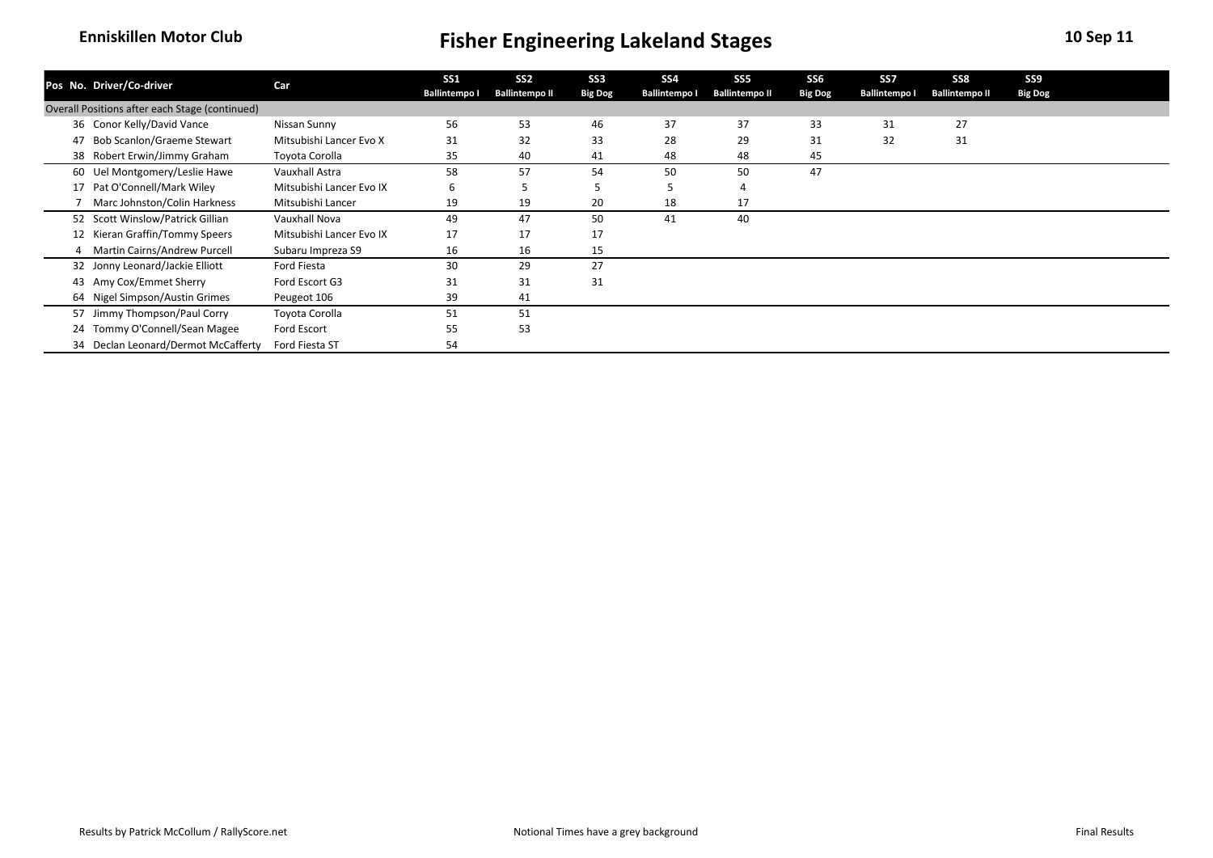Enniskillen Motor Club

# Fisher Engineering Lakeland Stages

10 Sep 11

| Pos | No. | Driver/Co-driver | Car | SS1 Ballintempo I | SS2 Ballintempo II | SS3 Big Dog | SS4 Ballintempo I | SS5 Ballintempo II | SS6 Big Dog | SS7 Ballintempo I | SS8 Ballintempo II | SS9 Big Dog |
|---|---|---|---|---|---|---|---|---|---|---|---|---|
| Overall Positions after each Stage (continued) | | | | | | | | | | | | |
| | 36 | Conor Kelly/David Vance | Nissan Sunny | 56 | 53 | 46 | 37 | 37 | 33 | 31 | 27 | |
| | 47 | Bob Scanlon/Graeme Stewart | Mitsubishi Lancer Evo X | 31 | 32 | 33 | 28 | 29 | 31 | 32 | 31 | |
| | 38 | Robert Erwin/Jimmy Graham | Toyota Corolla | 35 | 40 | 41 | 48 | 48 | 45 | | | |
| | 60 | Uel Montgomery/Leslie Hawe | Vauxhall Astra | 58 | 57 | 54 | 50 | 50 | 47 | | | |
| | 17 | Pat O'Connell/Mark Wiley | Mitsubishi Lancer Evo IX | 6 | 5 | 5 | 5 | 4 | | | | |
| | 7 | Marc Johnston/Colin Harkness | Mitsubishi Lancer | 19 | 19 | 20 | 18 | 17 | | | | |
| | 52 | Scott Winslow/Patrick Gillian | Vauxhall Nova | 49 | 47 | 50 | 41 | 40 | | | | |
| | 12 | Kieran Graffin/Tommy Speers | Mitsubishi Lancer Evo IX | 17 | 17 | 17 | | | | | | |
| | 4 | Martin Cairns/Andrew Purcell | Subaru Impreza S9 | 16 | 16 | 15 | | | | | | |
| | 32 | Jonny Leonard/Jackie Elliott | Ford Fiesta | 30 | 29 | 27 | | | | | | |
| | 43 | Amy Cox/Emmet Sherry | Ford Escort G3 | 31 | 31 | 31 | | | | | | |
| | 64 | Nigel Simpson/Austin Grimes | Peugeot 106 | 39 | 41 | | | | | | | |
| | 57 | Jimmy Thompson/Paul Corry | Toyota Corolla | 51 | 51 | | | | | | | |
| | 24 | Tommy O'Connell/Sean Magee | Ford Escort | 55 | 53 | | | | | | | |
| | 34 | Declan Leonard/Dermot McCafferty | Ford Fiesta ST | 54 | | | | | | | | |

Results by Patrick McCollum / RallyScore.net

Notional Times have a grey background

Final Results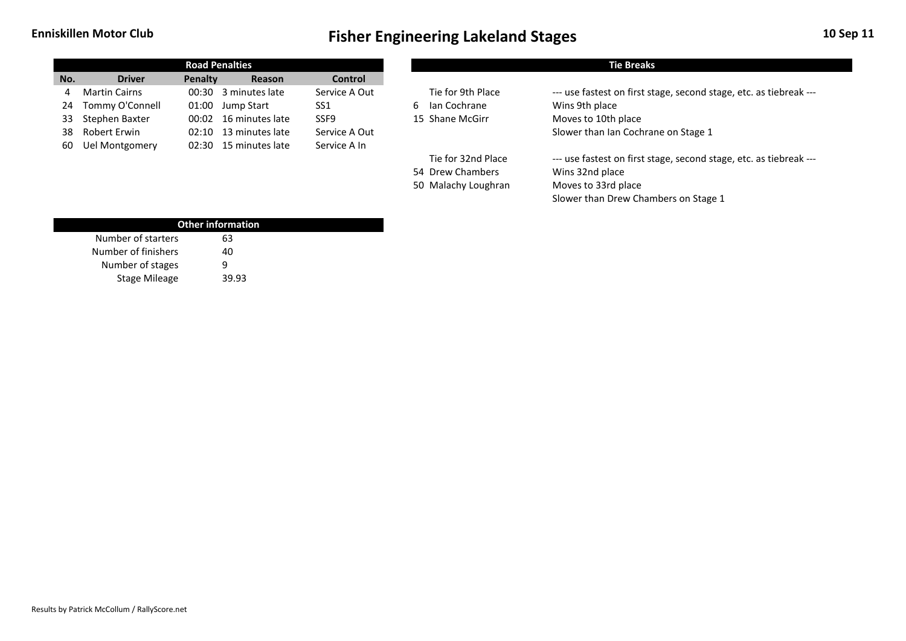**Enniskillen Motor Club**

# Fisher Engineering Lakeland Stages

**10 Sep 11**

## Road Penalties

| No. | Driver | Penalty | Reason | Control |
|---|---|---|---|---|
| 4 | Martin Cairns | 00:30 | 3 minutes late | Service A Out |
| 24 | Tommy O'Connell | 01:00 | Jump Start | SS1 |
| 33 | Stephen Baxter | 00:02 | 16 minutes late | SSF9 |
| 38 | Robert Erwin | 02:10 | 13 minutes late | Service A Out |
| 60 | Uel Montgomery | 02:30 | 15 minutes late | Service A In |

## Tie Breaks

| | | |
|---|---|---|
| | Tie for 9th Place | --- use fastest on first stage, second stage, etc. as tiebreak --- |
| 6 | Ian Cochrane | Wins 9th place |
| 15 | Shane McGirr | Moves to 10th place |
| | | Slower than Ian Cochrane on Stage 1 |
| | Tie for 32nd Place | --- use fastest on first stage, second stage, etc. as tiebreak --- |
| 54 | Drew Chambers | Wins 32nd place |
| 50 | Malachy Loughran | Moves to 33rd place |
| | | Slower than Drew Chambers on Stage 1 |

## Other information

| | |
|---|---|
| Number of starters | 63 |
| Number of finishers | 40 |
| Number of stages | 9 |
| Stage Mileage | 39.93 |

Results by Patrick McCollum / RallyScore.net